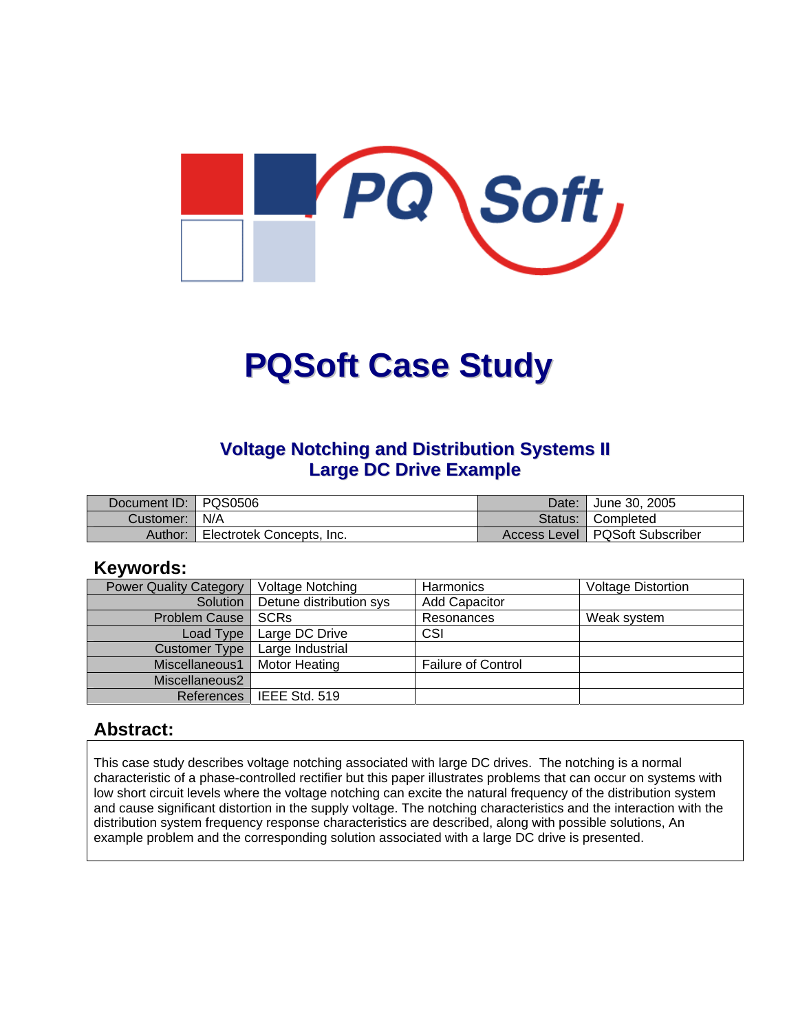# PQSoft Case Study

## Voltage Notching and Distribution Systems II
## Large DC Drive Example

| Document ID: | PQS0506 | Date: | June 30, 2005 |
|---|---|---|---|
| Customer: | N/A | Status: | Completed |
| Author: | Electrotek Concepts, Inc. | Access Level | PQSoft Subscriber |

## Keywords:

| Power Quality Category | Voltage Notching | Harmonics | Voltage Distortion |
|---|---|---|---|
| Solution | Detune distribution sys | Add Capacitor | |
| Problem Cause | SCRs | Resonances | Weak system |
| Load Type | Large DC Drive | CSI | |
| Customer Type | Large Industrial | | |
| Miscellaneous1 | Motor Heating | Failure of Control | |
| Miscellaneous2 | | | |
| References | IEEE Std. 519 | | |

## Abstract:

This case study describes voltage notching associated with large DC drives. The notching is a normal characteristic of a phase-controlled rectifier but this paper illustrates problems that can occur on systems with low short circuit levels where the voltage notching can excite the natural frequency of the distribution system and cause significant distortion in the supply voltage. The notching characteristics and the interaction with the distribution system frequency response characteristics are described, along with possible solutions, An example problem and the corresponding solution associated with a large DC drive is presented.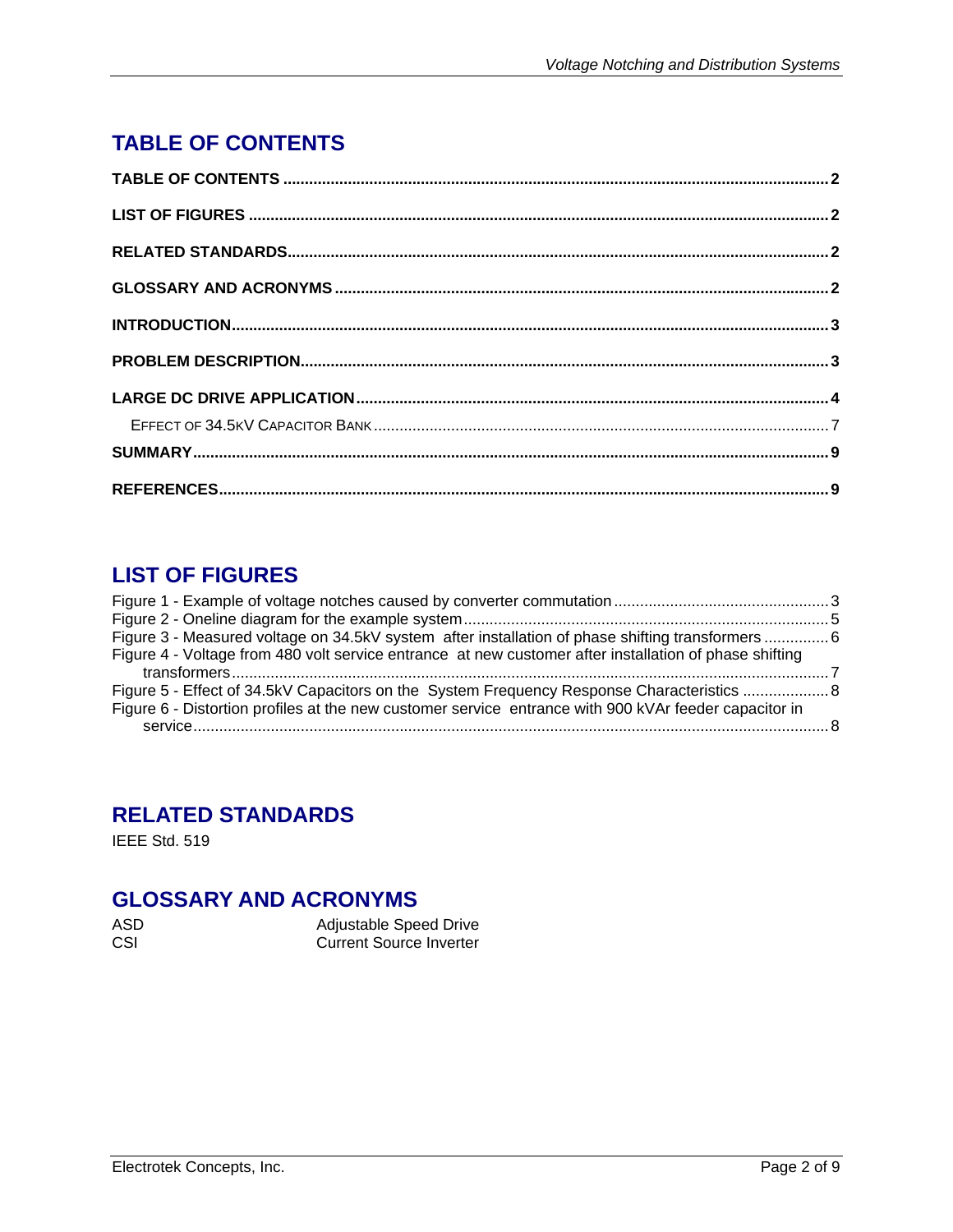## TABLE OF CONTENTS

**TABLE OF CONTENTS** .......... **2**

**LIST OF FIGURES** .......... **2**

**RELATED STANDARDS** .......... **2**

**GLOSSARY AND ACRONYMS** .......... **2**

**INTRODUCTION** .......... **3**

**PROBLEM DESCRIPTION** .......... **3**

**LARGE DC DRIVE APPLICATION** .......... **4**

EFFECT OF 34.5KV CAPACITOR BANK .......... 7

**SUMMARY** .......... **9**

**REFERENCES** .......... **9**

## LIST OF FIGURES

Figure 1 - Example of voltage notches caused by converter commutation .......... 3
Figure 2 - Oneline diagram for the example system .......... 5
Figure 3 - Measured voltage on 34.5kV system after installation of phase shifting transformers .......... 6
Figure 4 - Voltage from 480 volt service entrance at new customer after installation of phase shifting transformers .......... 7
Figure 5 - Effect of 34.5kV Capacitors on the System Frequency Response Characteristics .......... 8
Figure 6 - Distortion profiles at the new customer service entrance with 900 kVAr feeder capacitor in service .......... 8

## RELATED STANDARDS

IEEE Std. 519

## GLOSSARY AND ACRONYMS

| | |
|---|---|
| ASD | Adjustable Speed Drive |
| CSI | Current Source Inverter |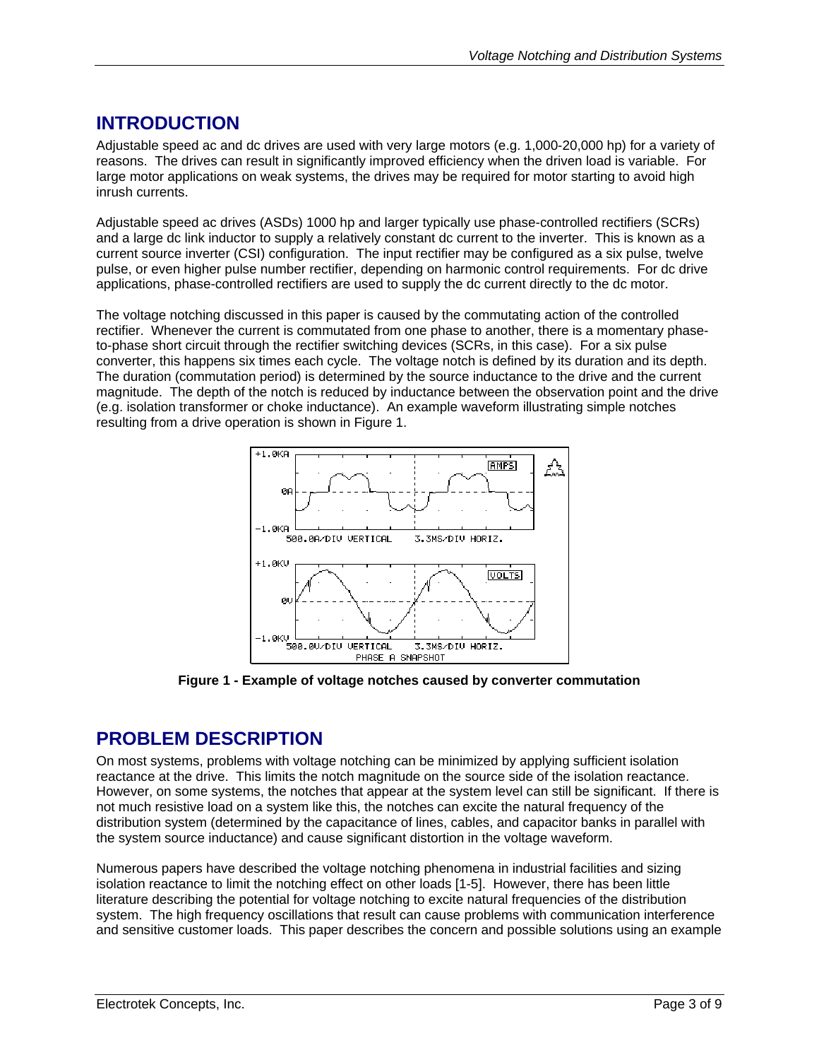## INTRODUCTION

Adjustable speed ac and dc drives are used with very large motors (e.g. 1,000-20,000 hp) for a variety of reasons. The drives can result in significantly improved efficiency when the driven load is variable. For large motor applications on weak systems, the drives may be required for motor starting to avoid high inrush currents.

Adjustable speed ac drives (ASDs) 1000 hp and larger typically use phase-controlled rectifiers (SCRs) and a large dc link inductor to supply a relatively constant dc current to the inverter. This is known as a current source inverter (CSI) configuration. The input rectifier may be configured as a six pulse, twelve pulse, or even higher pulse number rectifier, depending on harmonic control requirements. For dc drive applications, phase-controlled rectifiers are used to supply the dc current directly to the dc motor.

The voltage notching discussed in this paper is caused by the commutating action of the controlled rectifier. Whenever the current is commutated from one phase to another, there is a momentary phase-to-phase short circuit through the rectifier switching devices (SCRs, in this case). For a six pulse converter, this happens six times each cycle. The voltage notch is defined by its duration and its depth. The duration (commutation period) is determined by the source inductance to the drive and the current magnitude. The depth of the notch is reduced by inductance between the observation point and the drive (e.g. isolation transformer or choke inductance). An example waveform illustrating simple notches resulting from a drive operation is shown in Figure 1.

**Figure 1 - Example of voltage notches caused by converter commutation**

## PROBLEM DESCRIPTION

On most systems, problems with voltage notching can be minimized by applying sufficient isolation reactance at the drive. This limits the notch magnitude on the source side of the isolation reactance. However, on some systems, the notches that appear at the system level can still be significant. If there is not much resistive load on a system like this, the notches can excite the natural frequency of the distribution system (determined by the capacitance of lines, cables, and capacitor banks in parallel with the system source inductance) and cause significant distortion in the voltage waveform.

Numerous papers have described the voltage notching phenomena in industrial facilities and sizing isolation reactance to limit the notching effect on other loads [1-5]. However, there has been little literature describing the potential for voltage notching to excite natural frequencies of the distribution system. The high frequency oscillations that result can cause problems with communication interference and sensitive customer loads. This paper describes the concern and possible solutions using an example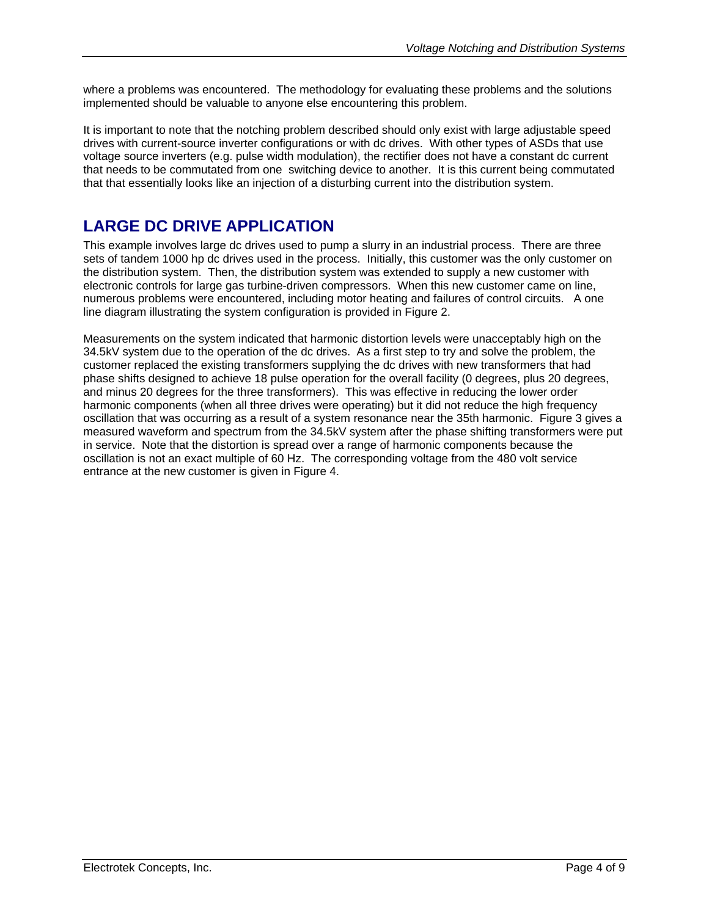where a problems was encountered. The methodology for evaluating these problems and the solutions implemented should be valuable to anyone else encountering this problem.

It is important to note that the notching problem described should only exist with large adjustable speed drives with current-source inverter configurations or with dc drives. With other types of ASDs that use voltage source inverters (e.g. pulse width modulation), the rectifier does not have a constant dc current that needs to be commutated from one switching device to another. It is this current being commutated that that essentially looks like an injection of a disturbing current into the distribution system.

## LARGE DC DRIVE APPLICATION

This example involves large dc drives used to pump a slurry in an industrial process. There are three sets of tandem 1000 hp dc drives used in the process. Initially, this customer was the only customer on the distribution system. Then, the distribution system was extended to supply a new customer with electronic controls for large gas turbine-driven compressors. When this new customer came on line, numerous problems were encountered, including motor heating and failures of control circuits. A one line diagram illustrating the system configuration is provided in Figure 2.

Measurements on the system indicated that harmonic distortion levels were unacceptably high on the 34.5kV system due to the operation of the dc drives. As a first step to try and solve the problem, the customer replaced the existing transformers supplying the dc drives with new transformers that had phase shifts designed to achieve 18 pulse operation for the overall facility (0 degrees, plus 20 degrees, and minus 20 degrees for the three transformers). This was effective in reducing the lower order harmonic components (when all three drives were operating) but it did not reduce the high frequency oscillation that was occurring as a result of a system resonance near the 35th harmonic. Figure 3 gives a measured waveform and spectrum from the 34.5kV system after the phase shifting transformers were put in service. Note that the distortion is spread over a range of harmonic components because the oscillation is not an exact multiple of 60 Hz. The corresponding voltage from the 480 volt service entrance at the new customer is given in Figure 4.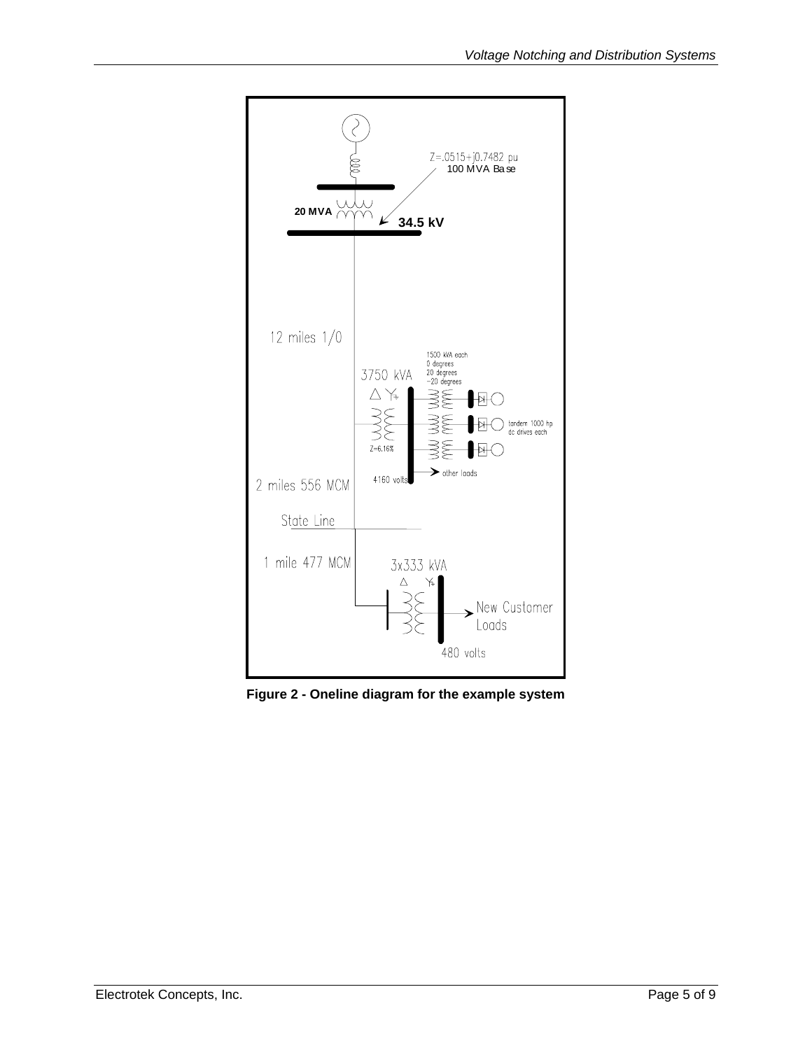Figure 2 - Oneline diagram for the example system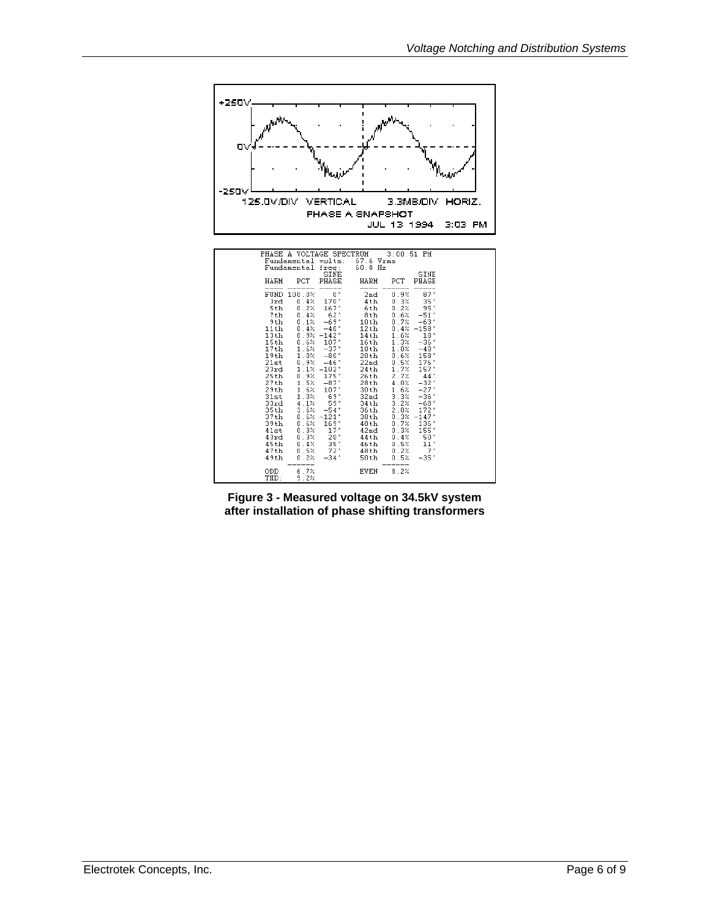PHASE A VOLTAGE SPECTRUM 3:00:51 PM
Fundamental volts: 67.6 Vrms
Fundamental freq: 60.0 Hz

| HARM | PCT | SINE PHASE | HARM | PCT | SINE PHASE |
|---|---|---|---|---|---|
| FUND | 100.0% | 0° | 2nd | 0.9% | 87° |
| 3rd | 0.4% | 170° | 4th | 0.3% | 35° |
| 5th | 0.2% | 167° | 6th | 0.2% | 95° |
| 7th | 0.4% | 62° | 8th | 0.6% | -51° |
| 9th | 0.1% | -69° | 10th | 0.7% | -63° |
| 11th | 0.4% | -40° | 12th | 0.4% | -158° |
| 13th | 0.9% | -142° | 14th | 1.6% | 18° |
| 15th | 0.6% | 107° | 16th | 1.3% | -36° |
| 17th | 1.6% | -37° | 18th | 1.0% | -49° |
| 19th | 1.0% | -80° | 20th | 0.6% | 158° |
| 21st | 0.9% | -46° | 22nd | 0.5% | 176° |
| 23rd | 1.1% | -102° | 24th | 1.7% | 157° |
| 25th | 0.9% | 175° | 26th | 2.7% | 44° |
| 27th | 1.5% | -87° | 28th | 4.0% | -32° |
| 29th | 1.6% | 107° | 30th | 1.6% | -27° |
| 31st | 1.0% | 69° | 32nd | 3.3% | -36° |
| 33rd | 4.1% | 59° | 34th | 3.2% | -60° |
| 35th | 3.6% | -54° | 36th | 2.8% | 172° |
| 37th | 0.6% | -121° | 38th | 0.3% | -147° |
| 39th | 0.6% | 169° | 40th | 0.7% | 136° |
| 41st | 0.3% | 17° | 42nd | 0.3% | 155° |
| 43rd | 0.3% | 20° | 44th | 0.4% | 50° |
| 45th | 0.4% | 35° | 46th | 0.5% | 11° |
| 47th | 0.5% | 72° | 48th | 0.2% | 7° |
| 49th | 0.2% | -34° | 50th | 0.5% | -35° |
| ODD | 6.7% | | EVEN | 8.2% | |
| THD: | 9.2% | | | | |

**Figure 3 - Measured voltage on 34.5kV system after installation of phase shifting transformers**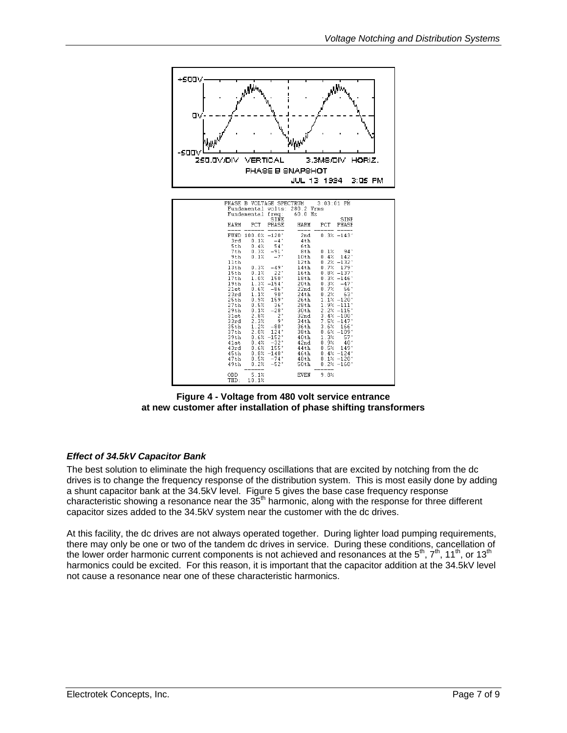+500V

0V

-500V

250.0V/DIV VERTICAL 3.3MS/DIV HORIZ.

PHASE B SNAPSHOT

JUL 13 1994 3:05 PM

PHASE B VOLTAGE SPECTRUM 3:03:01 PM
Fundamental volts: 280.2 Vrms
Fundamental freq: 60.0 Hz

| HARM | PCT | SINE PHASE | HARM | PCT | SINE PHASE |
|---|---|---|---|---|---|
| FUND | 100.0% | -120° | 2nd | 0.3% | -143° |
| 3rd | 0.1% | -4° | 4th | | |
| 5th | 0.4% | 54° | 6th | | |
| 7th | 0.3% | -91° | 8th | 0.1% | 94° |
| 9th | 0.1% | -7° | 10th | 0.4% | 142° |
| 11th | | | 12th | 0.2% | -132° |
| 13th | 0.3% | -49° | 14th | 0.7% | 179° |
| 15th | 0.1% | 22° | 16th | 0.8% | -137° |
| 17th | 1.0% | 150° | 18th | 0.3% | -146° |
| 19th | 1.3% | -154° | 20th | 0.3% | -47° |
| 21st | 0.6% | -86° | 22nd | 0.7% | 56° |
| 23rd | 1.1% | 90° | 24th | 0.2% | 63° |
| 25th | 0.9% | 159° | 26th | 1.1% | -120° |
| 27th | 0.5% | 36° | 28th | 1.9% | -111° |
| 29th | 0.1% | -28° | 30th | 2.2% | -115° |
| 31st | 2.8% | 2° | 32nd | 3.4% | -100° |
| 33rd | 2.3% | 9° | 34th | 7.5% | -147° |
| 35th | 1.2% | -80° | 36th | 3.6% | 166° |
| 37th | 2.0% | 124° | 38th | 0.6% | -109° |
| 39th | 0.6% | -152° | 40th | 1.3% | 57° |
| 41st | 0.4% | -32° | 42nd | 0.9% | 40° |
| 43rd | 0.6% | 155° | 44th | 0.5% | 149° |
| 45th | 0.8% | -148° | 46th | 0.4% | -124° |
| 47th | 0.5% | -74° | 48th | 0.1% | -120° |
| 49th | 0.2% | -52° | 50th | 0.2% | -160° |
| ODD | 5.1% | | EVEN | 9.8% | |
| THD: | 10.1% | | | | |

**Figure 4 - Voltage from 480 volt service entrance at new customer after installation of phase shifting transformers**

### *Effect of 34.5kV Capacitor Bank*

The best solution to eliminate the high frequency oscillations that are excited by notching from the dc drives is to change the frequency response of the distribution system. This is most easily done by adding a shunt capacitor bank at the 34.5kV level. Figure 5 gives the base case frequency response characteristic showing a resonance near the 35th harmonic, along with the response for three different capacitor sizes added to the 34.5kV system near the customer with the dc drives.

At this facility, the dc drives are not always operated together. During lighter load pumping requirements, there may only be one or two of the tandem dc drives in service. During these conditions, cancellation of the lower order harmonic current components is not achieved and resonances at the 5th, 7th, 11th, or 13th harmonics could be excited. For this reason, it is important that the capacitor addition at the 34.5kV level not cause a resonance near one of these characteristic harmonics.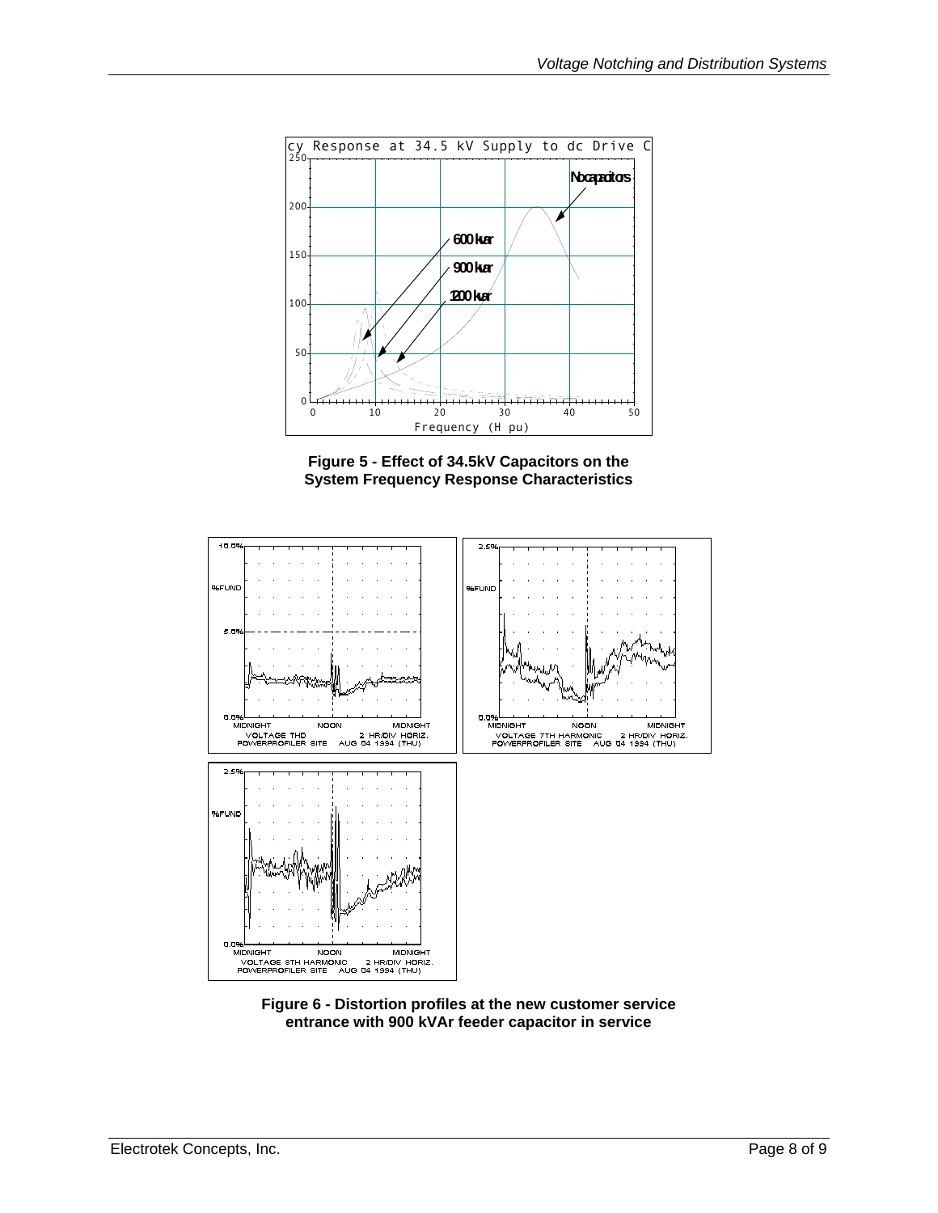Figure 5 - Effect of 34.5kV Capacitors on the System Frequency Response Characteristics

Figure 6 - Distortion profiles at the new customer service entrance with 900 kVAr feeder capacitor in service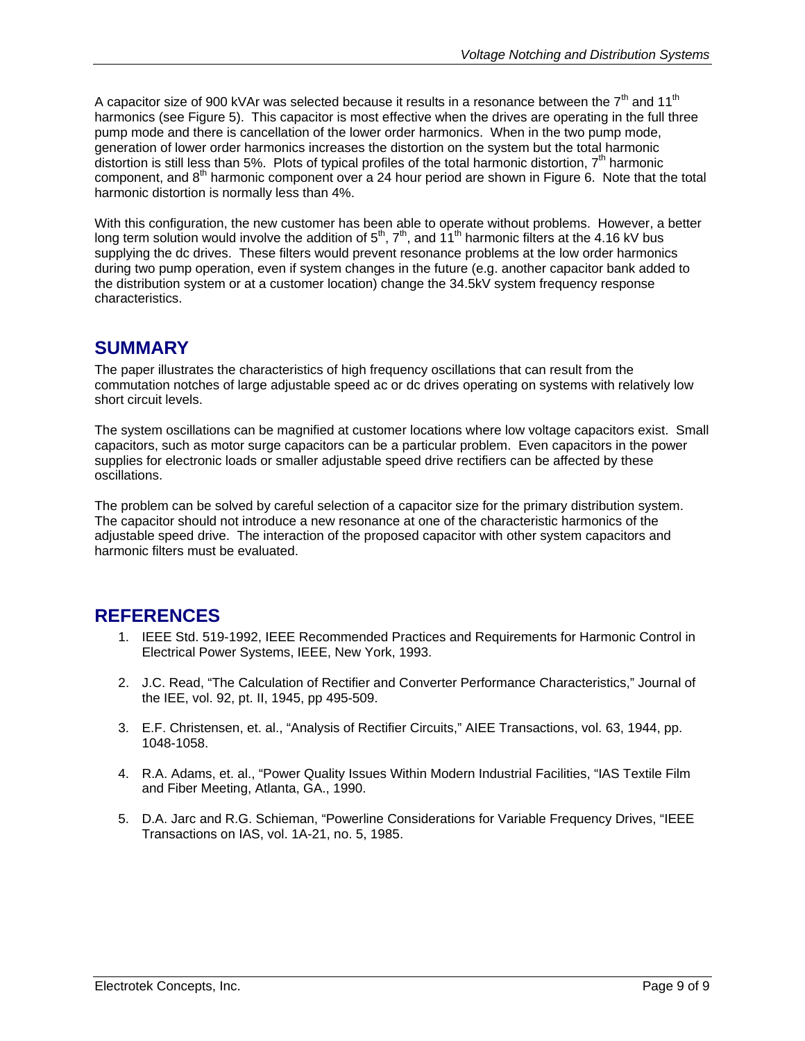A capacitor size of 900 kVAr was selected because it results in a resonance between the $7^{th}$ and $11^{th}$ harmonics (see Figure 5). This capacitor is most effective when the drives are operating in the full three pump mode and there is cancellation of the lower order harmonics. When in the two pump mode, generation of lower order harmonics increases the distortion on the system but the total harmonic distortion is still less than 5%. Plots of typical profiles of the total harmonic distortion, $7^{th}$ harmonic component, and $8^{th}$ harmonic component over a 24 hour period are shown in Figure 6. Note that the total harmonic distortion is normally less than 4%.

With this configuration, the new customer has been able to operate without problems. However, a better long term solution would involve the addition of $5^{th}$, $7^{th}$, and $11^{th}$ harmonic filters at the 4.16 kV bus supplying the dc drives. These filters would prevent resonance problems at the low order harmonics during two pump operation, even if system changes in the future (e.g. another capacitor bank added to the distribution system or at a customer location) change the 34.5kV system frequency response characteristics.

## SUMMARY

The paper illustrates the characteristics of high frequency oscillations that can result from the commutation notches of large adjustable speed ac or dc drives operating on systems with relatively low short circuit levels.

The system oscillations can be magnified at customer locations where low voltage capacitors exist. Small capacitors, such as motor surge capacitors can be a particular problem. Even capacitors in the power supplies for electronic loads or smaller adjustable speed drive rectifiers can be affected by these oscillations.

The problem can be solved by careful selection of a capacitor size for the primary distribution system. The capacitor should not introduce a new resonance at one of the characteristic harmonics of the adjustable speed drive. The interaction of the proposed capacitor with other system capacitors and harmonic filters must be evaluated.

## REFERENCES

1. IEEE Std. 519-1992, IEEE Recommended Practices and Requirements for Harmonic Control in Electrical Power Systems, IEEE, New York, 1993.
2. J.C. Read, "The Calculation of Rectifier and Converter Performance Characteristics," Journal of the IEE, vol. 92, pt. II, 1945, pp 495-509.
3. E.F. Christensen, et. al., "Analysis of Rectifier Circuits," AIEE Transactions, vol. 63, 1944, pp. 1048-1058.
4. R.A. Adams, et. al., "Power Quality Issues Within Modern Industrial Facilities, "IAS Textile Film and Fiber Meeting, Atlanta, GA., 1990.
5. D.A. Jarc and R.G. Schieman, "Powerline Considerations for Variable Frequency Drives, "IEEE Transactions on IAS, vol. 1A-21, no. 5, 1985.